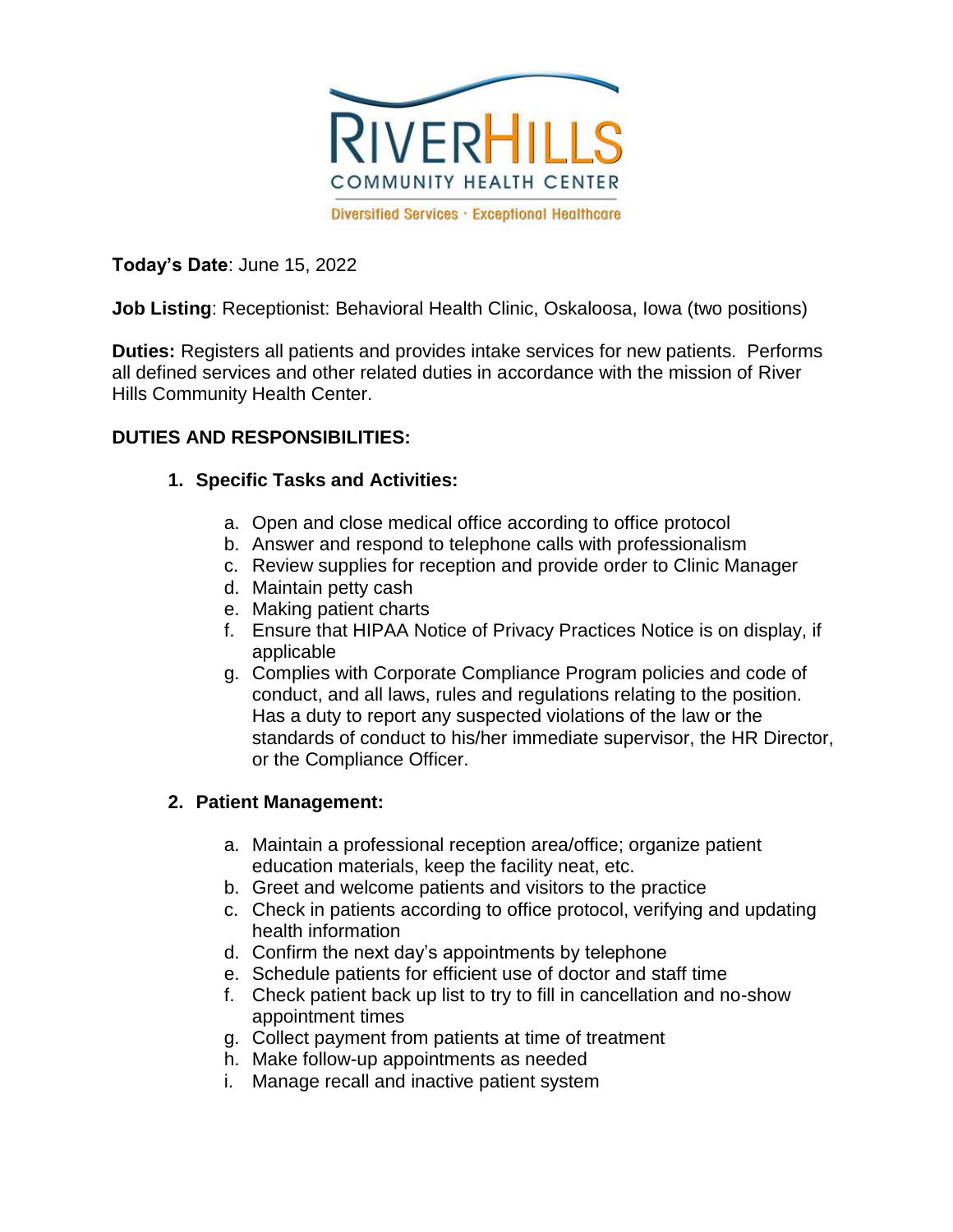**Today's Date**: June 15, 2022

**Job Listing**: Receptionist: Behavioral Health Clinic, Oskaloosa, Iowa (two positions)

**Duties:** Registers all patients and provides intake services for new patients. Performs all defined services and other related duties in accordance with the mission of River Hills Community Health Center.

**DUTIES AND RESPONSIBILITIES:**

1. **Specific Tasks and Activities:**

   a. Open and close medical office according to office protocol
   b. Answer and respond to telephone calls with professionalism
   c. Review supplies for reception and provide order to Clinic Manager
   d. Maintain petty cash
   e. Making patient charts
   f. Ensure that HIPAA Notice of Privacy Practices Notice is on display, if applicable
   g. Complies with Corporate Compliance Program policies and code of conduct, and all laws, rules and regulations relating to the position. Has a duty to report any suspected violations of the law or the standards of conduct to his/her immediate supervisor, the HR Director, or the Compliance Officer.

2. **Patient Management:**

   a. Maintain a professional reception area/office; organize patient education materials, keep the facility neat, etc.
   b. Greet and welcome patients and visitors to the practice
   c. Check in patients according to office protocol, verifying and updating health information
   d. Confirm the next day's appointments by telephone
   e. Schedule patients for efficient use of doctor and staff time
   f. Check patient back up list to try to fill in cancellation and no-show appointment times
   g. Collect payment from patients at time of treatment
   h. Make follow-up appointments as needed
   i. Manage recall and inactive patient system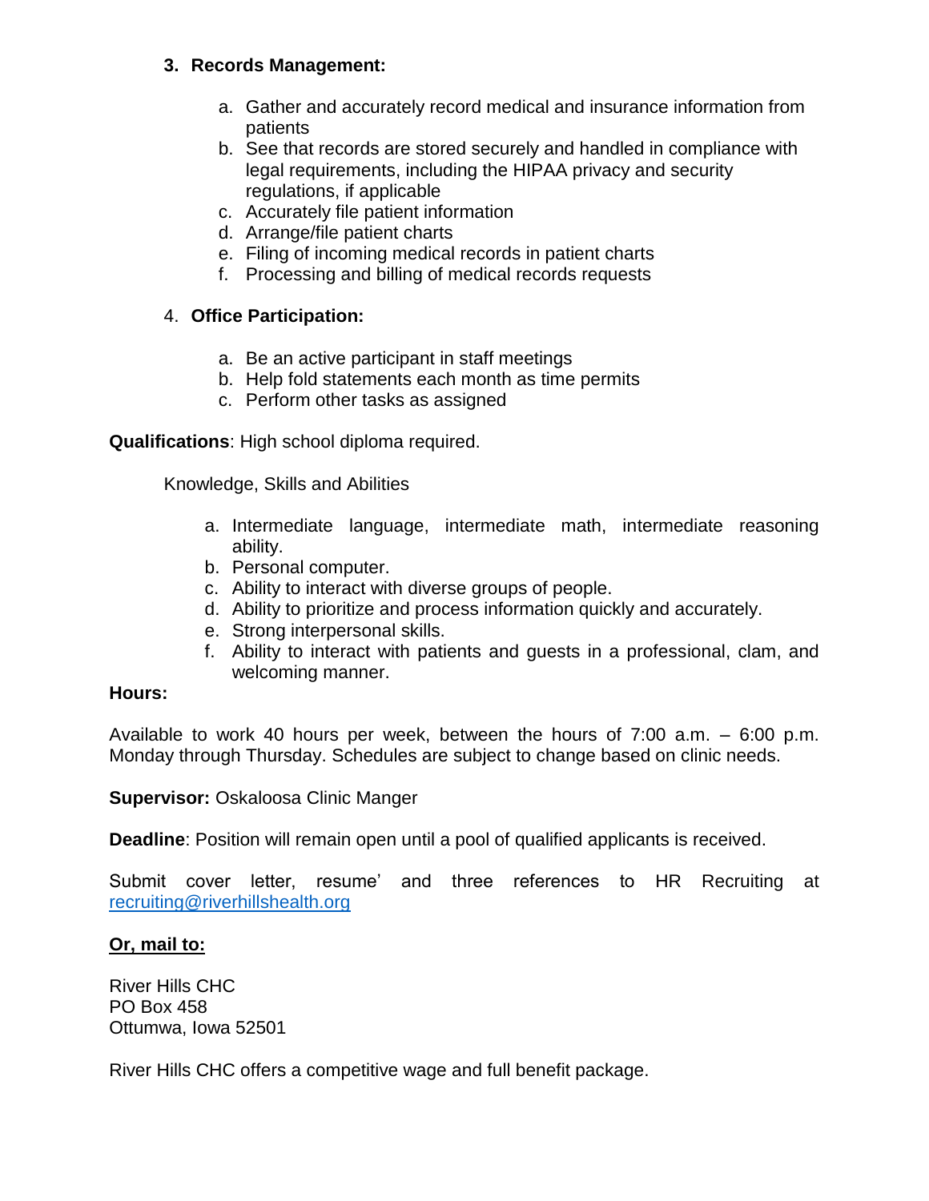3. **Records Management:**

    a. Gather and accurately record medical and insurance information from patients
    b. See that records are stored securely and handled in compliance with legal requirements, including the HIPAA privacy and security regulations, if applicable
    c. Accurately file patient information
    d. Arrange/file patient charts
    e. Filing of incoming medical records in patient charts
    f. Processing and billing of medical records requests

4. **Office Participation:**

    a. Be an active participant in staff meetings
    b. Help fold statements each month as time permits
    c. Perform other tasks as assigned

**Qualifications**: High school diploma required.

Knowledge, Skills and Abilities

a. Intermediate language, intermediate math, intermediate reasoning ability.
b. Personal computer.
c. Ability to interact with diverse groups of people.
d. Ability to prioritize and process information quickly and accurately.
e. Strong interpersonal skills.
f. Ability to interact with patients and guests in a professional, clam, and welcoming manner.

**Hours:**

Available to work 40 hours per week, between the hours of 7:00 a.m. – 6:00 p.m. Monday through Thursday. Schedules are subject to change based on clinic needs.

**Supervisor:** Oskaloosa Clinic Manger

**Deadline**: Position will remain open until a pool of qualified applicants is received.

Submit cover letter, resume' and three references to HR Recruiting at recruiting@riverhillshealth.org

**Or, mail to:**

River Hills CHC
PO Box 458
Ottumwa, Iowa 52501

River Hills CHC offers a competitive wage and full benefit package.